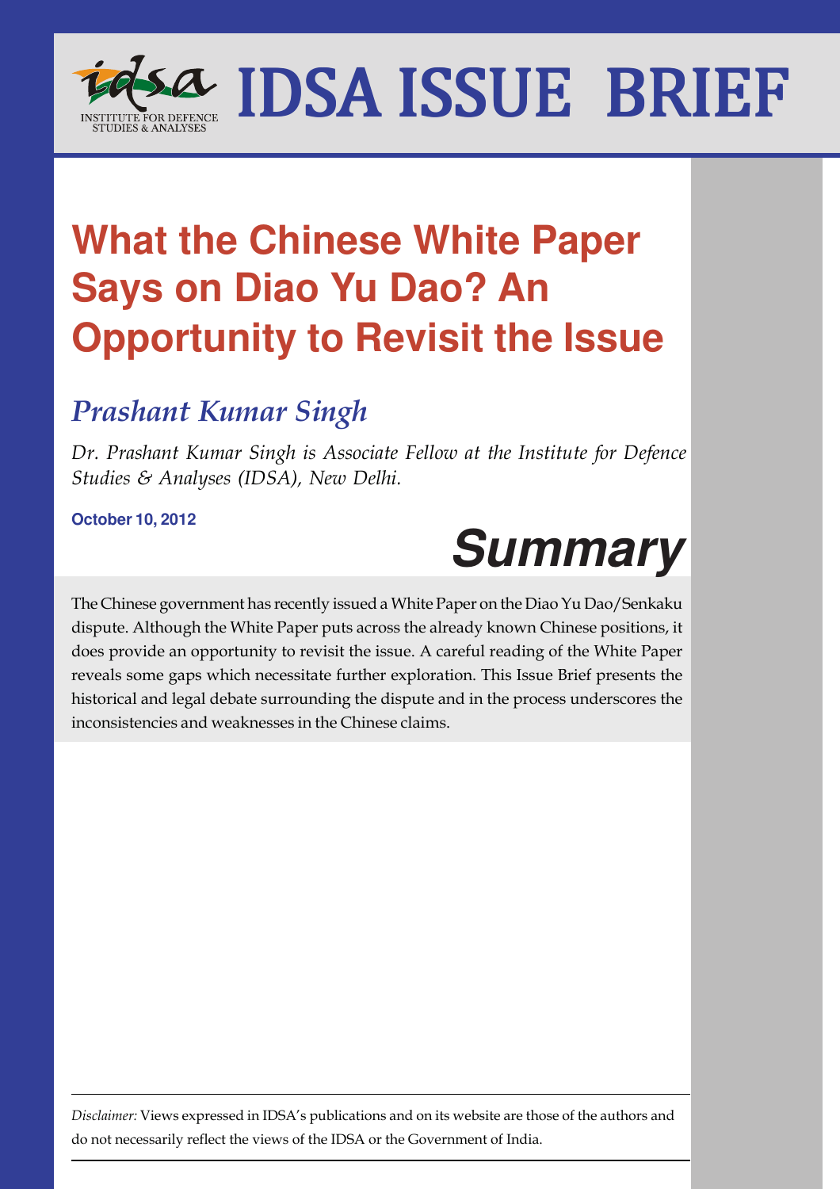# IDSA ISSUE BRIEF

# What the Chinese White Paper Says on Diao Yu Dao? An Opportunity to Revisit the Issue

## *Prashant Kumar Singh*

*Dr. Prashant Kumar Singh is Associate Fellow at the Institute for Defence Studies & Analyses (IDSA), New Delhi.*

**October 10, 2012**

## *Summary*

The Chinese government has recently issued a White Paper on the Diao Yu Dao/Senkaku dispute. Although the White Paper puts across the already known Chinese positions, it does provide an opportunity to revisit the issue. A careful reading of the White Paper reveals some gaps which necessitate further exploration. This Issue Brief presents the historical and legal debate surrounding the dispute and in the process underscores the inconsistencies and weaknesses in the Chinese claims.

*Disclaimer:* Views expressed in IDSA's publications and on its website are those of the authors and do not necessarily reflect the views of the IDSA or the Government of India.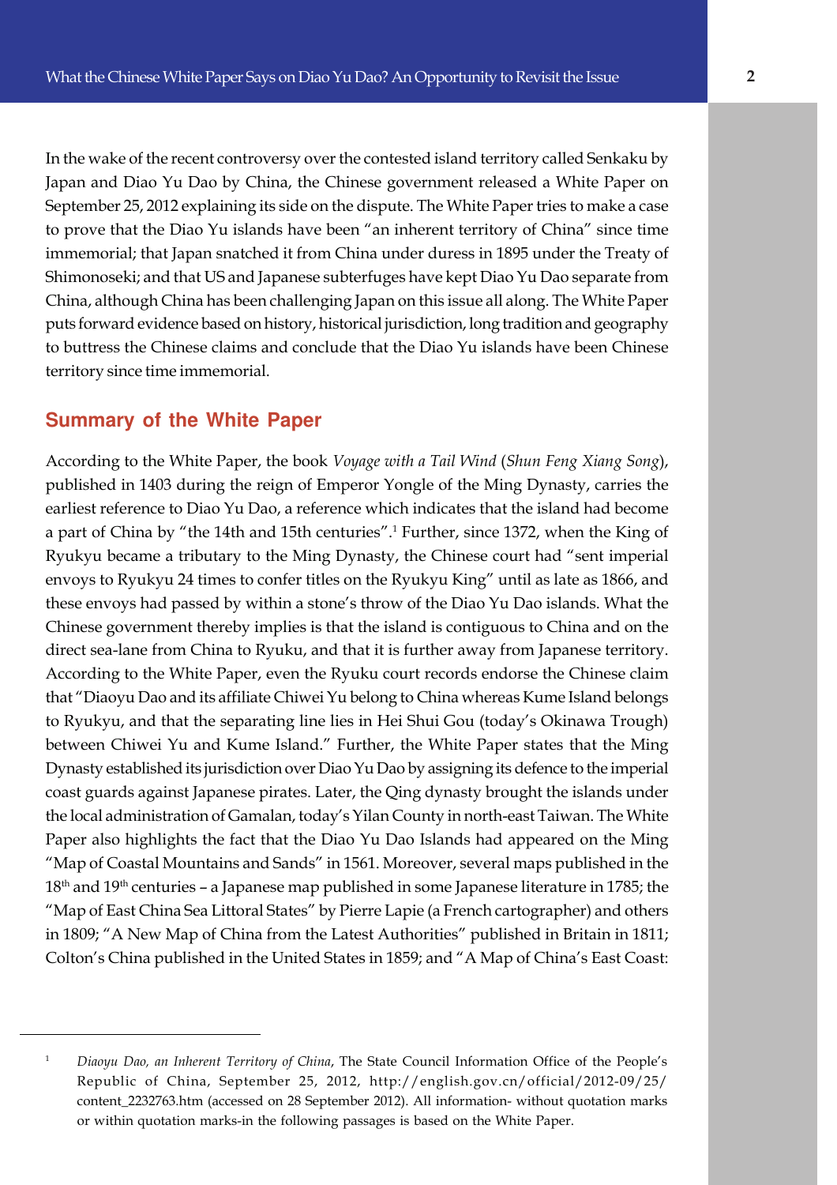In the wake of the recent controversy over the contested island territory called Senkaku by Japan and Diao Yu Dao by China, the Chinese government released a White Paper on September 25, 2012 explaining its side on the dispute. The White Paper tries to make a case to prove that the Diao Yu islands have been "an inherent territory of China" since time immemorial; that Japan snatched it from China under duress in 1895 under the Treaty of Shimonoseki; and that US and Japanese subterfuges have kept Diao Yu Dao separate from China, although China has been challenging Japan on this issue all along. The White Paper puts forward evidence based on history, historical jurisdiction, long tradition and geography to buttress the Chinese claims and conclude that the Diao Yu islands have been Chinese territory since time immemorial.

## Summary of the White Paper

According to the White Paper, the book *Voyage with a Tail Wind* (*Shun Feng Xiang Song*), published in 1403 during the reign of Emperor Yongle of the Ming Dynasty, carries the earliest reference to Diao Yu Dao, a reference which indicates that the island had become a part of China by "the 14th and 15th centuries".[1] Further, since 1372, when the King of Ryukyu became a tributary to the Ming Dynasty, the Chinese court had "sent imperial envoys to Ryukyu 24 times to confer titles on the Ryukyu King" until as late as 1866, and these envoys had passed by within a stone's throw of the Diao Yu Dao islands. What the Chinese government thereby implies is that the island is contiguous to China and on the direct sea-lane from China to Ryuku, and that it is further away from Japanese territory. According to the White Paper, even the Ryuku court records endorse the Chinese claim that "Diaoyu Dao and its affiliate Chiwei Yu belong to China whereas Kume Island belongs to Ryukyu, and that the separating line lies in Hei Shui Gou (today's Okinawa Trough) between Chiwei Yu and Kume Island." Further, the White Paper states that the Ming Dynasty established its jurisdiction over Diao Yu Dao by assigning its defence to the imperial coast guards against Japanese pirates. Later, the Qing dynasty brought the islands under the local administration of Gamalan, today's Yilan County in north-east Taiwan. The White Paper also highlights the fact that the Diao Yu Dao Islands had appeared on the Ming "Map of Coastal Mountains and Sands" in 1561. Moreover, several maps published in the 18th and 19th centuries – a Japanese map published in some Japanese literature in 1785; the "Map of East China Sea Littoral States" by Pierre Lapie (a French cartographer) and others in 1809; "A New Map of China from the Latest Authorities" published in Britain in 1811; Colton's China published in the United States in 1859; and "A Map of China's East Coast:

---

[1] *Diaoyu Dao, an Inherent Territory of China*, The State Council Information Office of the People's Republic of China, September 25, 2012, http://english.gov.cn/official/2012-09/25/content_2232763.htm (accessed on 28 September 2012). All information- without quotation marks or within quotation marks-in the following passages is based on the White Paper.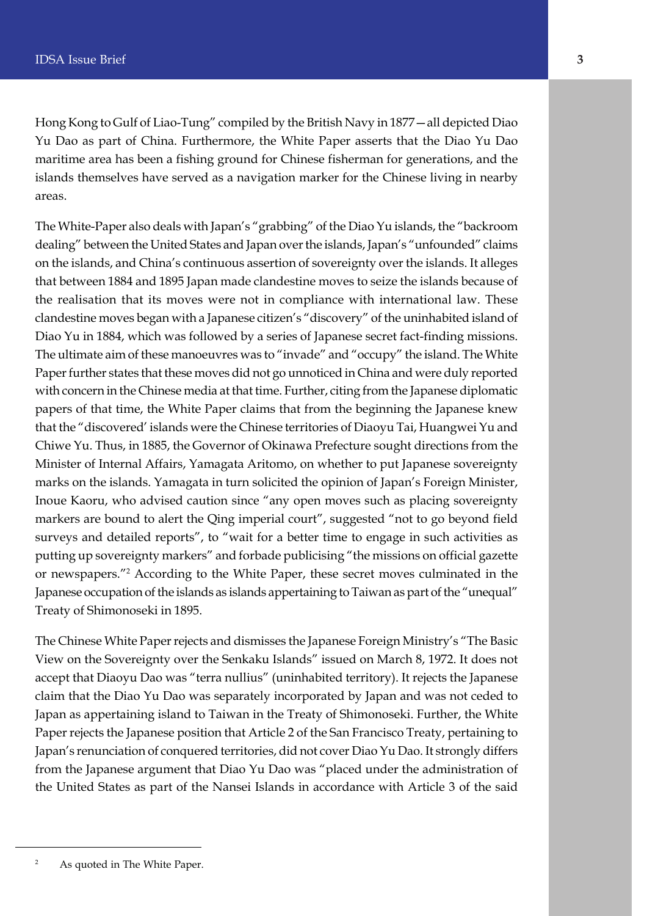Hong Kong to Gulf of Liao-Tung" compiled by the British Navy in 1877—all depicted Diao Yu Dao as part of China. Furthermore, the White Paper asserts that the Diao Yu Dao maritime area has been a fishing ground for Chinese fisherman for generations, and the islands themselves have served as a navigation marker for the Chinese living in nearby areas.

The White-Paper also deals with Japan's "grabbing" of the Diao Yu islands, the "backroom dealing" between the United States and Japan over the islands, Japan's "unfounded" claims on the islands, and China's continuous assertion of sovereignty over the islands. It alleges that between 1884 and 1895 Japan made clandestine moves to seize the islands because of the realisation that its moves were not in compliance with international law. These clandestine moves began with a Japanese citizen's "discovery" of the uninhabited island of Diao Yu in 1884, which was followed by a series of Japanese secret fact-finding missions. The ultimate aim of these manoeuvres was to "invade" and "occupy" the island. The White Paper further states that these moves did not go unnoticed in China and were duly reported with concern in the Chinese media at that time. Further, citing from the Japanese diplomatic papers of that time, the White Paper claims that from the beginning the Japanese knew that the "discovered' islands were the Chinese territories of Diaoyu Tai, Huangwei Yu and Chiwe Yu. Thus, in 1885, the Governor of Okinawa Prefecture sought directions from the Minister of Internal Affairs, Yamagata Aritomo, on whether to put Japanese sovereignty marks on the islands. Yamagata in turn solicited the opinion of Japan's Foreign Minister, Inoue Kaoru, who advised caution since "any open moves such as placing sovereignty markers are bound to alert the Qing imperial court", suggested "not to go beyond field surveys and detailed reports", to "wait for a better time to engage in such activities as putting up sovereignty markers" and forbade publicising "the missions on official gazette or newspapers."[2] According to the White Paper, these secret moves culminated in the Japanese occupation of the islands as islands appertaining to Taiwan as part of the "unequal" Treaty of Shimonoseki in 1895.

The Chinese White Paper rejects and dismisses the Japanese Foreign Ministry's "The Basic View on the Sovereignty over the Senkaku Islands" issued on March 8, 1972. It does not accept that Diaoyu Dao was "terra nullius" (uninhabited territory). It rejects the Japanese claim that the Diao Yu Dao was separately incorporated by Japan and was not ceded to Japan as appertaining island to Taiwan in the Treaty of Shimonoseki. Further, the White Paper rejects the Japanese position that Article 2 of the San Francisco Treaty, pertaining to Japan's renunciation of conquered territories, did not cover Diao Yu Dao. It strongly differs from the Japanese argument that Diao Yu Dao was "placed under the administration of the United States as part of the Nansei Islands in accordance with Article 3 of the said

---

[2] As quoted in The White Paper.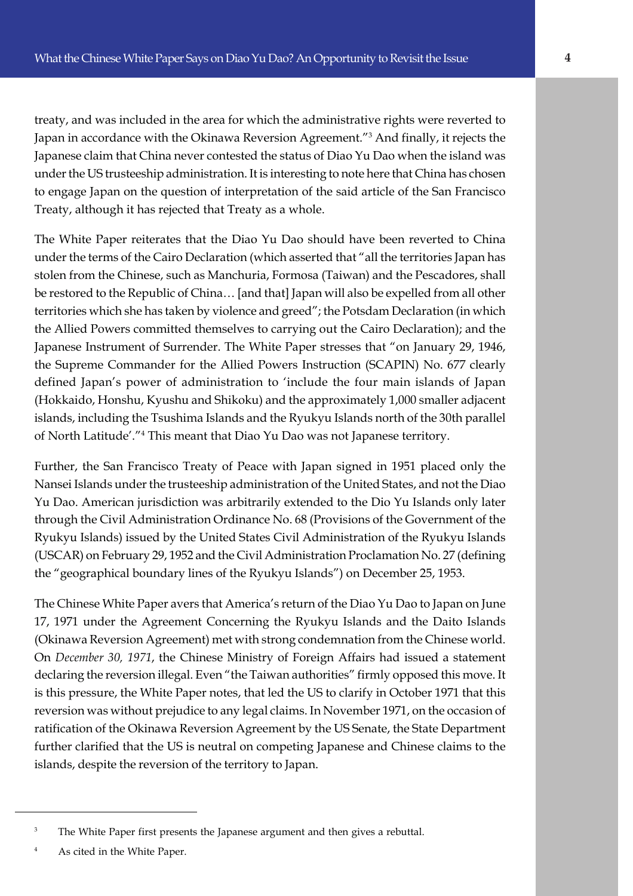treaty, and was included in the area for which the administrative rights were reverted to Japan in accordance with the Okinawa Reversion Agreement."[3] And finally, it rejects the Japanese claim that China never contested the status of Diao Yu Dao when the island was under the US trusteeship administration. It is interesting to note here that China has chosen to engage Japan on the question of interpretation of the said article of the San Francisco Treaty, although it has rejected that Treaty as a whole.

The White Paper reiterates that the Diao Yu Dao should have been reverted to China under the terms of the Cairo Declaration (which asserted that "all the territories Japan has stolen from the Chinese, such as Manchuria, Formosa (Taiwan) and the Pescadores, shall be restored to the Republic of China… [and that] Japan will also be expelled from all other territories which she has taken by violence and greed"; the Potsdam Declaration (in which the Allied Powers committed themselves to carrying out the Cairo Declaration); and the Japanese Instrument of Surrender. The White Paper stresses that "on January 29, 1946, the Supreme Commander for the Allied Powers Instruction (SCAPIN) No. 677 clearly defined Japan's power of administration to 'include the four main islands of Japan (Hokkaido, Honshu, Kyushu and Shikoku) and the approximately 1,000 smaller adjacent islands, including the Tsushima Islands and the Ryukyu Islands north of the 30th parallel of North Latitude'."[4] This meant that Diao Yu Dao was not Japanese territory.

Further, the San Francisco Treaty of Peace with Japan signed in 1951 placed only the Nansei Islands under the trusteeship administration of the United States, and not the Diao Yu Dao. American jurisdiction was arbitrarily extended to the Dio Yu Islands only later through the Civil Administration Ordinance No. 68 (Provisions of the Government of the Ryukyu Islands) issued by the United States Civil Administration of the Ryukyu Islands (USCAR) on February 29, 1952 and the Civil Administration Proclamation No. 27 (defining the "geographical boundary lines of the Ryukyu Islands") on December 25, 1953.

The Chinese White Paper avers that America's return of the Diao Yu Dao to Japan on June 17, 1971 under the Agreement Concerning the Ryukyu Islands and the Daito Islands (Okinawa Reversion Agreement) met with strong condemnation from the Chinese world. On *December 30, 1971*, the Chinese Ministry of Foreign Affairs had issued a statement declaring the reversion illegal. Even "the Taiwan authorities" firmly opposed this move. It is this pressure, the White Paper notes, that led the US to clarify in October 1971 that this reversion was without prejudice to any legal claims. In November 1971, on the occasion of ratification of the Okinawa Reversion Agreement by the US Senate, the State Department further clarified that the US is neutral on competing Japanese and Chinese claims to the islands, despite the reversion of the territory to Japan.

---

[3] The White Paper first presents the Japanese argument and then gives a rebuttal.

[4] As cited in the White Paper.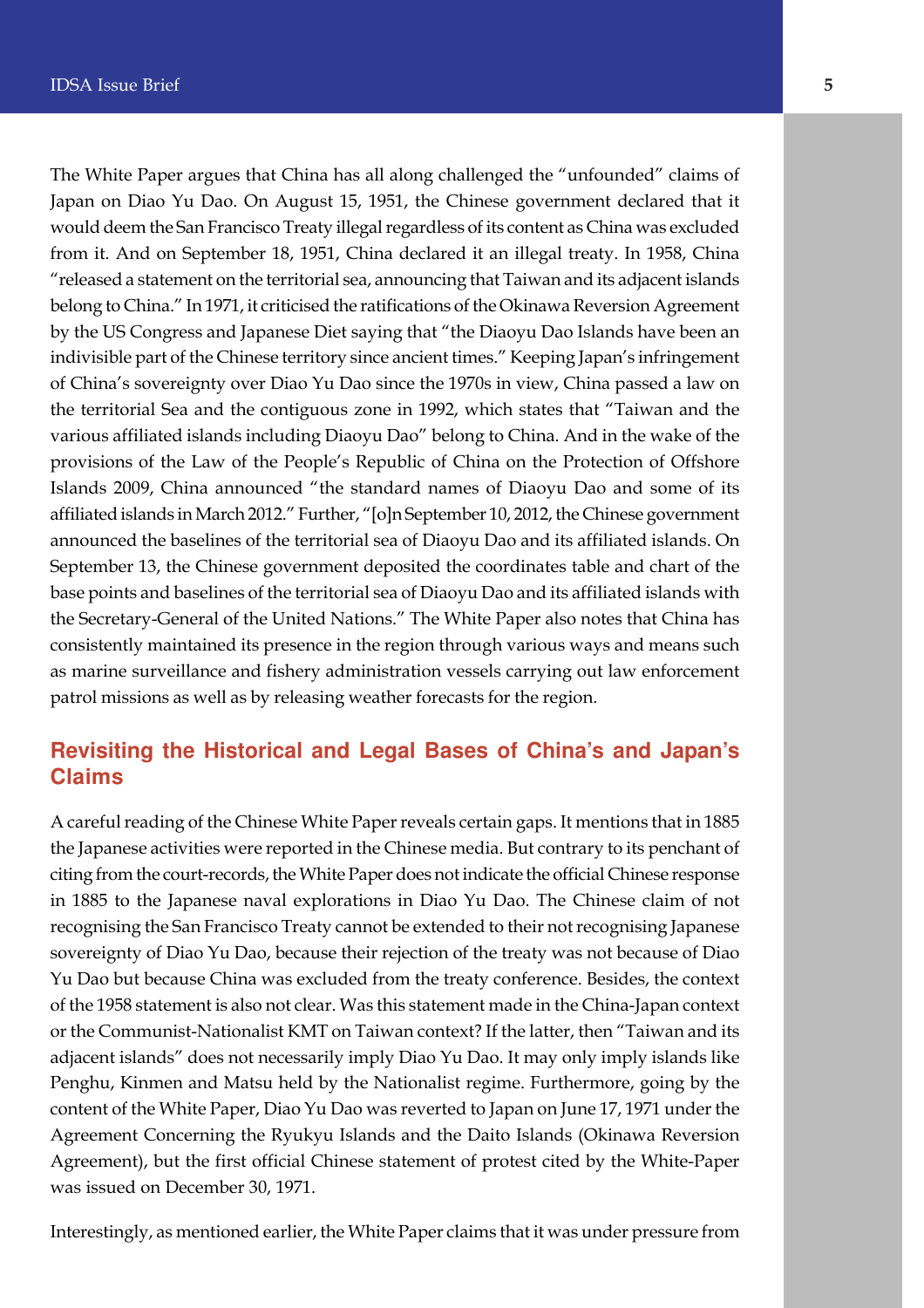The White Paper argues that China has all along challenged the "unfounded" claims of Japan on Diao Yu Dao. On August 15, 1951, the Chinese government declared that it would deem the San Francisco Treaty illegal regardless of its content as China was excluded from it. And on September 18, 1951, China declared it an illegal treaty. In 1958, China "released a statement on the territorial sea, announcing that Taiwan and its adjacent islands belong to China." In 1971, it criticised the ratifications of the Okinawa Reversion Agreement by the US Congress and Japanese Diet saying that "the Diaoyu Dao Islands have been an indivisible part of the Chinese territory since ancient times." Keeping Japan's infringement of China's sovereignty over Diao Yu Dao since the 1970s in view, China passed a law on the territorial Sea and the contiguous zone in 1992, which states that "Taiwan and the various affiliated islands including Diaoyu Dao" belong to China. And in the wake of the provisions of the Law of the People's Republic of China on the Protection of Offshore Islands 2009, China announced "the standard names of Diaoyu Dao and some of its affiliated islands in March 2012." Further, "[o]n September 10, 2012, the Chinese government announced the baselines of the territorial sea of Diaoyu Dao and its affiliated islands. On September 13, the Chinese government deposited the coordinates table and chart of the base points and baselines of the territorial sea of Diaoyu Dao and its affiliated islands with the Secretary-General of the United Nations." The White Paper also notes that China has consistently maintained its presence in the region through various ways and means such as marine surveillance and fishery administration vessels carrying out law enforcement patrol missions as well as by releasing weather forecasts for the region.

## Revisiting the Historical and Legal Bases of China's and Japan's Claims

A careful reading of the Chinese White Paper reveals certain gaps. It mentions that in 1885 the Japanese activities were reported in the Chinese media. But contrary to its penchant of citing from the court-records, the White Paper does not indicate the official Chinese response in 1885 to the Japanese naval explorations in Diao Yu Dao. The Chinese claim of not recognising the San Francisco Treaty cannot be extended to their not recognising Japanese sovereignty of Diao Yu Dao, because their rejection of the treaty was not because of Diao Yu Dao but because China was excluded from the treaty conference. Besides, the context of the 1958 statement is also not clear. Was this statement made in the China-Japan context or the Communist-Nationalist KMT on Taiwan context? If the latter, then "Taiwan and its adjacent islands" does not necessarily imply Diao Yu Dao. It may only imply islands like Penghu, Kinmen and Matsu held by the Nationalist regime. Furthermore, going by the content of the White Paper, Diao Yu Dao was reverted to Japan on June 17, 1971 under the Agreement Concerning the Ryukyu Islands and the Daito Islands (Okinawa Reversion Agreement), but the first official Chinese statement of protest cited by the White-Paper was issued on December 30, 1971.

Interestingly, as mentioned earlier, the White Paper claims that it was under pressure from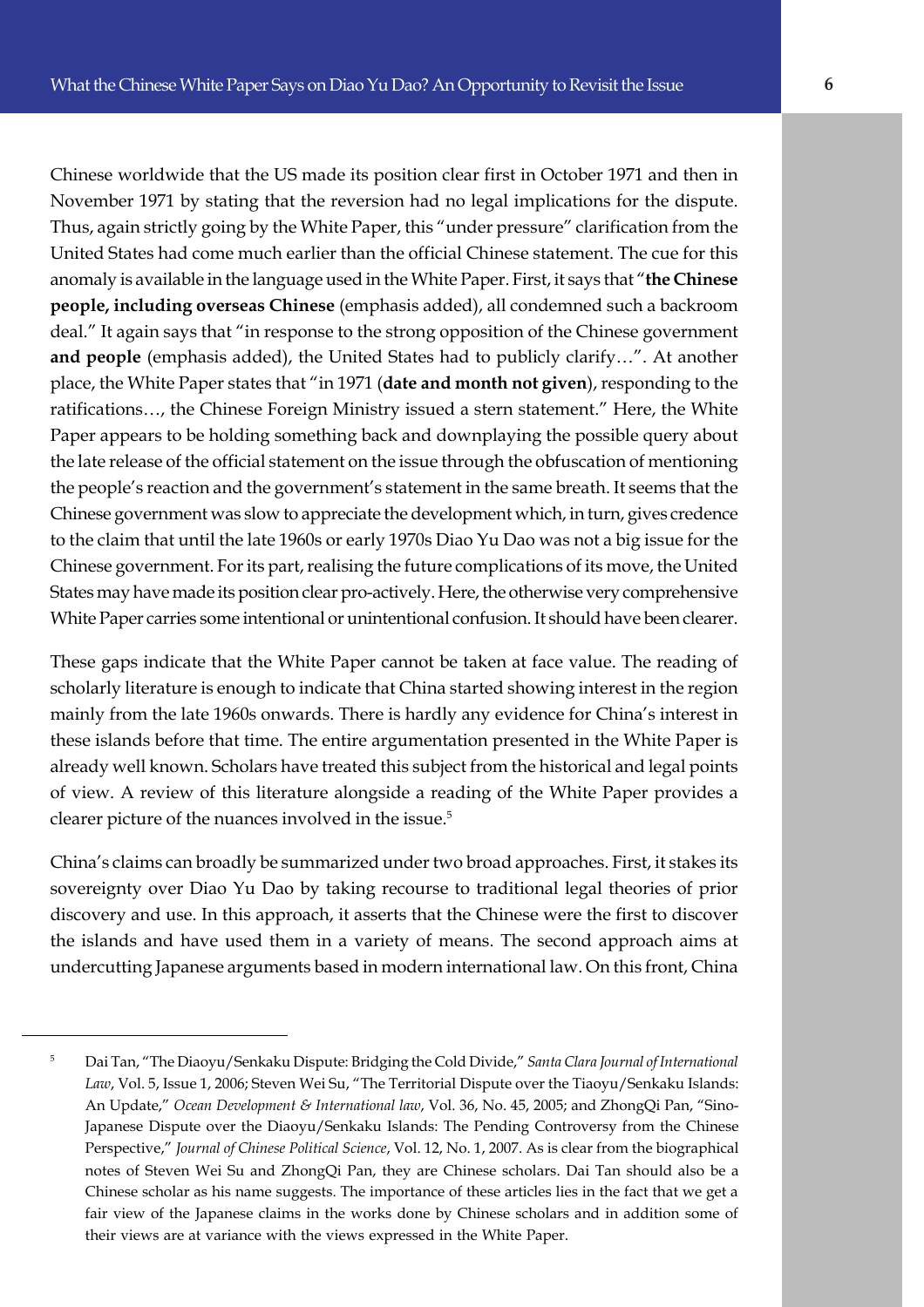Chinese worldwide that the US made its position clear first in October 1971 and then in November 1971 by stating that the reversion had no legal implications for the dispute. Thus, again strictly going by the White Paper, this "under pressure" clarification from the United States had come much earlier than the official Chinese statement. The cue for this anomaly is available in the language used in the White Paper. First, it says that "**the Chinese people, including overseas Chinese** (emphasis added), all condemned such a backroom deal." It again says that "in response to the strong opposition of the Chinese government **and people** (emphasis added), the United States had to publicly clarify…". At another place, the White Paper states that "in 1971 (**date and month not given**), responding to the ratifications…, the Chinese Foreign Ministry issued a stern statement." Here, the White Paper appears to be holding something back and downplaying the possible query about the late release of the official statement on the issue through the obfuscation of mentioning the people's reaction and the government's statement in the same breath. It seems that the Chinese government was slow to appreciate the development which, in turn, gives credence to the claim that until the late 1960s or early 1970s Diao Yu Dao was not a big issue for the Chinese government. For its part, realising the future complications of its move, the United States may have made its position clear pro-actively. Here, the otherwise very comprehensive White Paper carries some intentional or unintentional confusion. It should have been clearer.

These gaps indicate that the White Paper cannot be taken at face value. The reading of scholarly literature is enough to indicate that China started showing interest in the region mainly from the late 1960s onwards. There is hardly any evidence for China's interest in these islands before that time. The entire argumentation presented in the White Paper is already well known. Scholars have treated this subject from the historical and legal points of view. A review of this literature alongside a reading of the White Paper provides a clearer picture of the nuances involved in the issue.[5]

China's claims can broadly be summarized under two broad approaches. First, it stakes its sovereignty over Diao Yu Dao by taking recourse to traditional legal theories of prior discovery and use. In this approach, it asserts that the Chinese were the first to discover the islands and have used them in a variety of means. The second approach aims at undercutting Japanese arguments based in modern international law. On this front, China

---

[5] Dai Tan, "The Diaoyu/Senkaku Dispute: Bridging the Cold Divide," *Santa Clara Journal of International Law*, Vol. 5, Issue 1, 2006; Steven Wei Su, "The Territorial Dispute over the Tiaoyu/Senkaku Islands: An Update," *Ocean Development & International law*, Vol. 36, No. 45, 2005; and ZhongQi Pan, "Sino-Japanese Dispute over the Diaoyu/Senkaku Islands: The Pending Controversy from the Chinese Perspective," *Journal of Chinese Political Science*, Vol. 12, No. 1, 2007. As is clear from the biographical notes of Steven Wei Su and ZhongQi Pan, they are Chinese scholars. Dai Tan should also be a Chinese scholar as his name suggests. The importance of these articles lies in the fact that we get a fair view of the Japanese claims in the works done by Chinese scholars and in addition some of their views are at variance with the views expressed in the White Paper.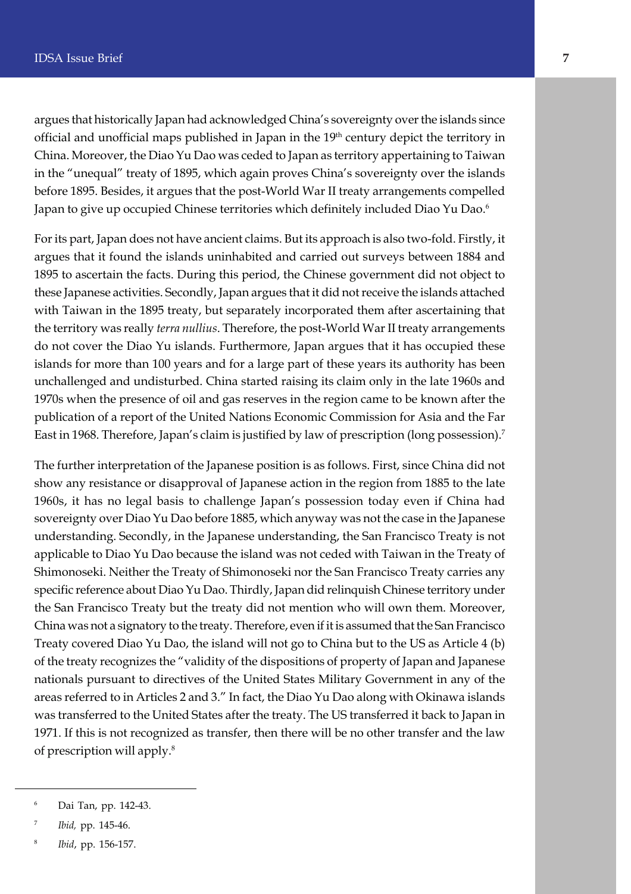argues that historically Japan had acknowledged China's sovereignty over the islands since official and unofficial maps published in Japan in the 19th century depict the territory in China. Moreover, the Diao Yu Dao was ceded to Japan as territory appertaining to Taiwan in the "unequal" treaty of 1895, which again proves China's sovereignty over the islands before 1895. Besides, it argues that the post-World War II treaty arrangements compelled Japan to give up occupied Chinese territories which definitely included Diao Yu Dao.[6]

For its part, Japan does not have ancient claims. But its approach is also two-fold. Firstly, it argues that it found the islands uninhabited and carried out surveys between 1884 and 1895 to ascertain the facts. During this period, the Chinese government did not object to these Japanese activities. Secondly, Japan argues that it did not receive the islands attached with Taiwan in the 1895 treaty, but separately incorporated them after ascertaining that the territory was really *terra nullius*. Therefore, the post-World War II treaty arrangements do not cover the Diao Yu islands. Furthermore, Japan argues that it has occupied these islands for more than 100 years and for a large part of these years its authority has been unchallenged and undisturbed. China started raising its claim only in the late 1960s and 1970s when the presence of oil and gas reserves in the region came to be known after the publication of a report of the United Nations Economic Commission for Asia and the Far East in 1968. Therefore, Japan's claim is justified by law of prescription (long possession).[7]

The further interpretation of the Japanese position is as follows. First, since China did not show any resistance or disapproval of Japanese action in the region from 1885 to the late 1960s, it has no legal basis to challenge Japan's possession today even if China had sovereignty over Diao Yu Dao before 1885, which anyway was not the case in the Japanese understanding. Secondly, in the Japanese understanding, the San Francisco Treaty is not applicable to Diao Yu Dao because the island was not ceded with Taiwan in the Treaty of Shimonoseki. Neither the Treaty of Shimonoseki nor the San Francisco Treaty carries any specific reference about Diao Yu Dao. Thirdly, Japan did relinquish Chinese territory under the San Francisco Treaty but the treaty did not mention who will own them. Moreover, China was not a signatory to the treaty. Therefore, even if it is assumed that the San Francisco Treaty covered Diao Yu Dao, the island will not go to China but to the US as Article 4 (b) of the treaty recognizes the "validity of the dispositions of property of Japan and Japanese nationals pursuant to directives of the United States Military Government in any of the areas referred to in Articles 2 and 3." In fact, the Diao Yu Dao along with Okinawa islands was transferred to the United States after the treaty. The US transferred it back to Japan in 1971. If this is not recognized as transfer, then there will be no other transfer and the law of prescription will apply.[8]

---

[6] Dai Tan, pp. 142-43.

[7] *Ibid,* pp. 145-46.

[8] *Ibid*, pp. 156-157.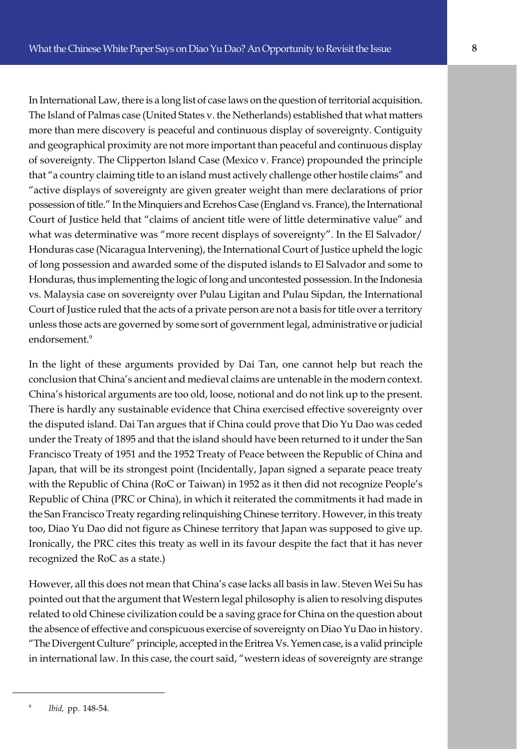In International Law, there is a long list of case laws on the question of territorial acquisition. The Island of Palmas case (United States v. the Netherlands) established that what matters more than mere discovery is peaceful and continuous display of sovereignty. Contiguity and geographical proximity are not more important than peaceful and continuous display of sovereignty. The Clipperton Island Case (Mexico v. France) propounded the principle that "a country claiming title to an island must actively challenge other hostile claims" and "active displays of sovereignty are given greater weight than mere declarations of prior possession of title." In the Minquiers and Ecrehos Case (England vs. France), the International Court of Justice held that "claims of ancient title were of little determinative value" and what was determinative was "more recent displays of sovereignty". In the El Salvador/ Honduras case (Nicaragua Intervening), the International Court of Justice upheld the logic of long possession and awarded some of the disputed islands to El Salvador and some to Honduras, thus implementing the logic of long and uncontested possession. In the Indonesia vs. Malaysia case on sovereignty over Pulau Ligitan and Pulau Sipdan, the International Court of Justice ruled that the acts of a private person are not a basis for title over a territory unless those acts are governed by some sort of government legal, administrative or judicial endorsement.[9]

In the light of these arguments provided by Dai Tan, one cannot help but reach the conclusion that China's ancient and medieval claims are untenable in the modern context. China's historical arguments are too old, loose, notional and do not link up to the present. There is hardly any sustainable evidence that China exercised effective sovereignty over the disputed island. Dai Tan argues that if China could prove that Dio Yu Dao was ceded under the Treaty of 1895 and that the island should have been returned to it under the San Francisco Treaty of 1951 and the 1952 Treaty of Peace between the Republic of China and Japan, that will be its strongest point (Incidentally, Japan signed a separate peace treaty with the Republic of China (RoC or Taiwan) in 1952 as it then did not recognize People's Republic of China (PRC or China), in which it reiterated the commitments it had made in the San Francisco Treaty regarding relinquishing Chinese territory. However, in this treaty too, Diao Yu Dao did not figure as Chinese territory that Japan was supposed to give up. Ironically, the PRC cites this treaty as well in its favour despite the fact that it has never recognized the RoC as a state.)

However, all this does not mean that China's case lacks all basis in law. Steven Wei Su has pointed out that the argument that Western legal philosophy is alien to resolving disputes related to old Chinese civilization could be a saving grace for China on the question about the absence of effective and conspicuous exercise of sovereignty on Diao Yu Dao in history. "The Divergent Culture" principle, accepted in the Eritrea Vs. Yemen case, is a valid principle in international law. In this case, the court said, "western ideas of sovereignty are strange

---

[9] *Ibid,* pp. 148-54.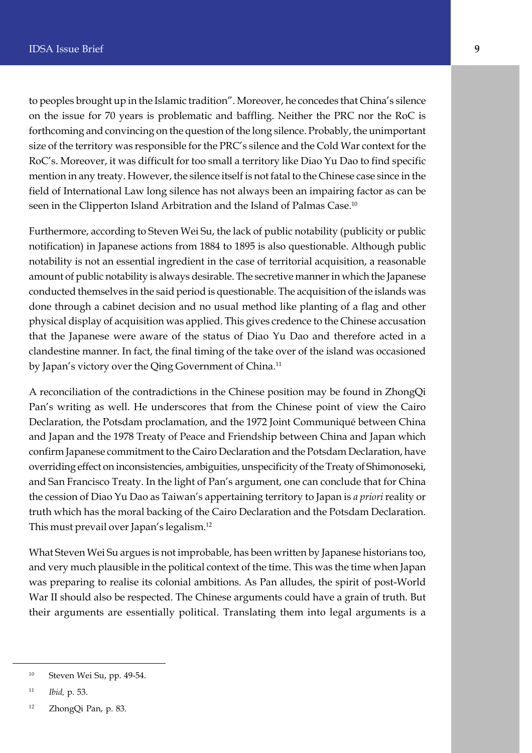to peoples brought up in the Islamic tradition". Moreover, he concedes that China's silence on the issue for 70 years is problematic and baffling. Neither the PRC nor the RoC is forthcoming and convincing on the question of the long silence. Probably, the unimportant size of the territory was responsible for the PRC's silence and the Cold War context for the RoC's. Moreover, it was difficult for too small a territory like Diao Yu Dao to find specific mention in any treaty. However, the silence itself is not fatal to the Chinese case since in the field of International Law long silence has not always been an impairing factor as can be seen in the Clipperton Island Arbitration and the Island of Palmas Case.[10]

Furthermore, according to Steven Wei Su, the lack of public notability (publicity or public notification) in Japanese actions from 1884 to 1895 is also questionable. Although public notability is not an essential ingredient in the case of territorial acquisition, a reasonable amount of public notability is always desirable. The secretive manner in which the Japanese conducted themselves in the said period is questionable. The acquisition of the islands was done through a cabinet decision and no usual method like planting of a flag and other physical display of acquisition was applied. This gives credence to the Chinese accusation that the Japanese were aware of the status of Diao Yu Dao and therefore acted in a clandestine manner. In fact, the final timing of the take over of the island was occasioned by Japan's victory over the Qing Government of China.[11]

A reconciliation of the contradictions in the Chinese position may be found in ZhongQi Pan's writing as well. He underscores that from the Chinese point of view the Cairo Declaration, the Potsdam proclamation, and the 1972 Joint Communiqué between China and Japan and the 1978 Treaty of Peace and Friendship between China and Japan which confirm Japanese commitment to the Cairo Declaration and the Potsdam Declaration, have overriding effect on inconsistencies, ambiguities, unspecificity of the Treaty of Shimonoseki, and San Francisco Treaty. In the light of Pan's argument, one can conclude that for China the cession of Diao Yu Dao as Taiwan's appertaining territory to Japan is *a priori* reality or truth which has the moral backing of the Cairo Declaration and the Potsdam Declaration. This must prevail over Japan's legalism.[12]

What Steven Wei Su argues is not improbable, has been written by Japanese historians too, and very much plausible in the political context of the time. This was the time when Japan was preparing to realise its colonial ambitions. As Pan alludes, the spirit of post-World War II should also be respected. The Chinese arguments could have a grain of truth. But their arguments are essentially political. Translating them into legal arguments is a

---

[10] Steven Wei Su, pp. 49-54.

[11] *Ibid,* p. 53.

[12] ZhongQi Pan, p. 83.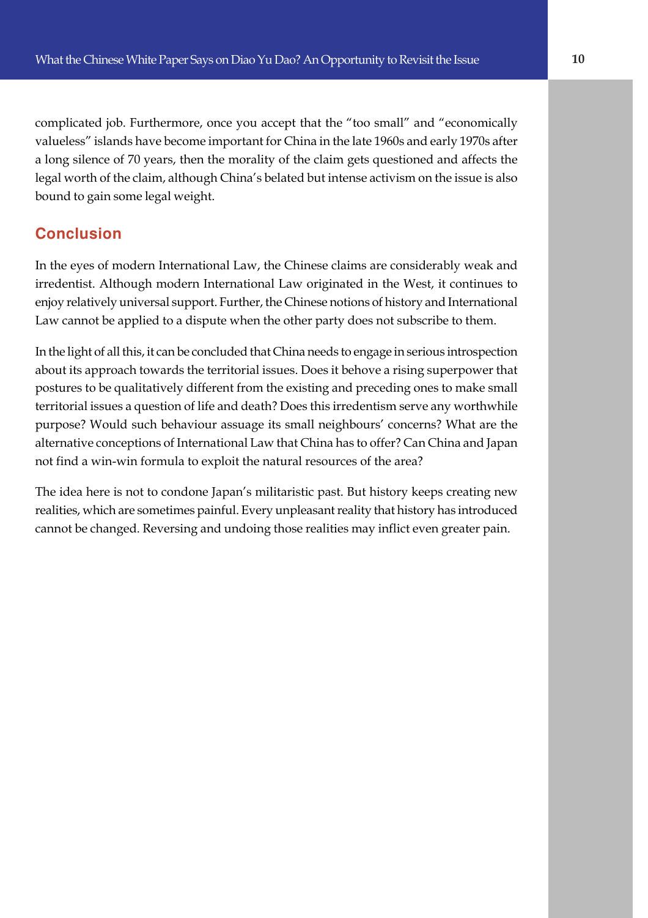complicated job. Furthermore, once you accept that the "too small" and "economically valueless" islands have become important for China in the late 1960s and early 1970s after a long silence of 70 years, then the morality of the claim gets questioned and affects the legal worth of the claim, although China's belated but intense activism on the issue is also bound to gain some legal weight.

## Conclusion

In the eyes of modern International Law, the Chinese claims are considerably weak and irredentist. Although modern International Law originated in the West, it continues to enjoy relatively universal support. Further, the Chinese notions of history and International Law cannot be applied to a dispute when the other party does not subscribe to them.

In the light of all this, it can be concluded that China needs to engage in serious introspection about its approach towards the territorial issues. Does it behove a rising superpower that postures to be qualitatively different from the existing and preceding ones to make small territorial issues a question of life and death? Does this irredentism serve any worthwhile purpose? Would such behaviour assuage its small neighbours' concerns? What are the alternative conceptions of International Law that China has to offer? Can China and Japan not find a win-win formula to exploit the natural resources of the area?

The idea here is not to condone Japan's militaristic past. But history keeps creating new realities, which are sometimes painful. Every unpleasant reality that history has introduced cannot be changed. Reversing and undoing those realities may inflict even greater pain.